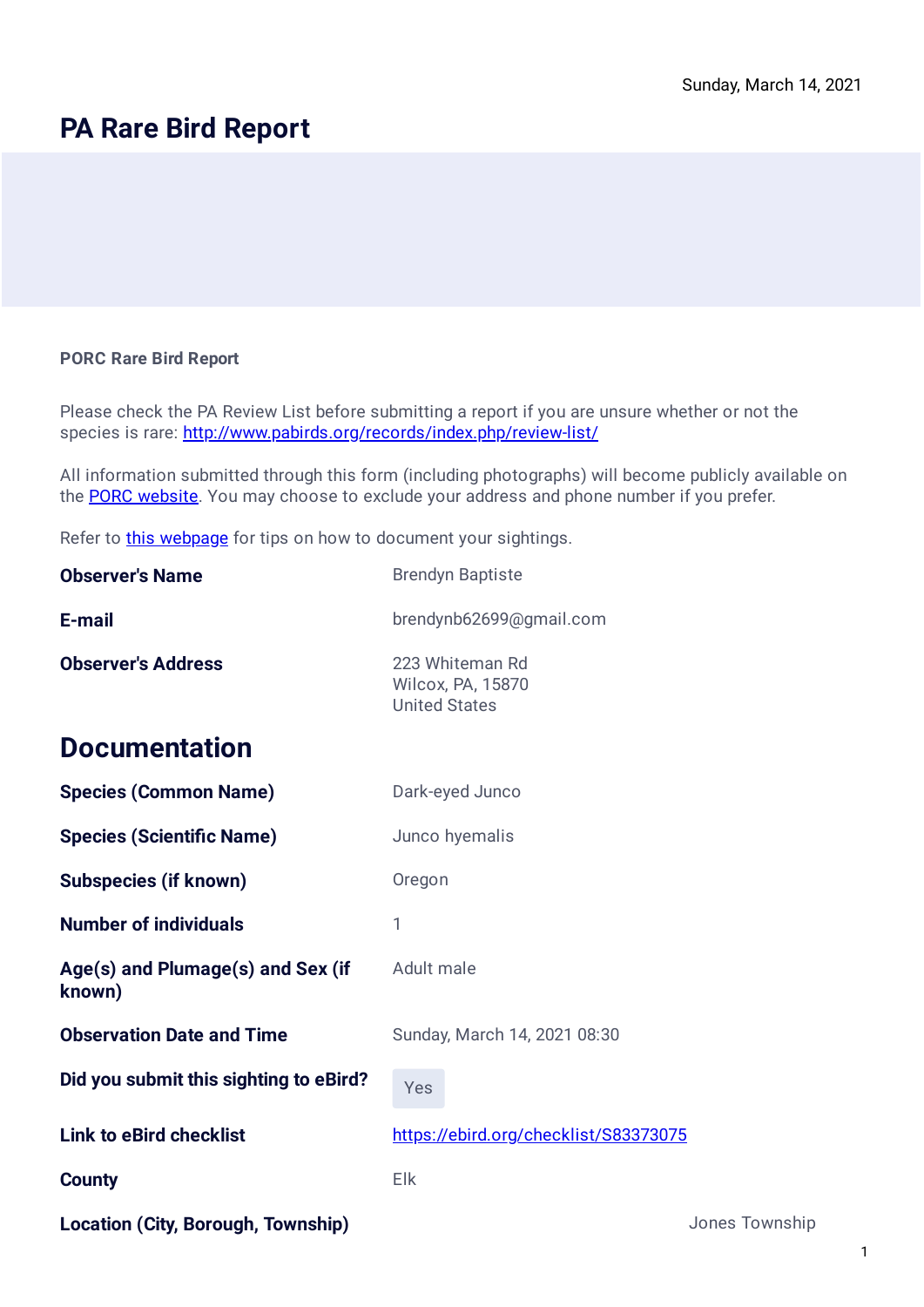Sunday, March 14, 2021

# PA Rare Bird Report

**PORC Rare Bird Report**

Please check the PA Review List before submitting a report if you are unsure whether or not the species is rare: [http://www.pabirds.org/records/index.php/review-list/](http://www.pabirds.org/records/index.php/review-list/)

All information submitted through this form (including photographs) will become publicly available on the [PORC website](). You may choose to exclude your address and phone number if you prefer.

Refer to [this webpage]() for tips on how to document your sightings.

| | |
|---|---|
| **Observer's Name** | Brendyn Baptiste |
| **E-mail** | brendynb62699@gmail.com |
| **Observer's Address** | 223 Whiteman Rd<br>Wilcox, PA, 15870<br>United States |

## Documentation

| | |
|---|---|
| **Species (Common Name)** | Dark-eyed Junco |
| **Species (Scientific Name)** | Junco hyemalis |
| **Subspecies (if known)** | Oregon |
| **Number of individuals** | 1 |
| **Age(s) and Plumage(s) and Sex (if known)** | Adult male |
| **Observation Date and Time** | Sunday, March 14, 2021 08:30 |
| **Did you submit this sighting to eBird?** | Yes |
| **Link to eBird checklist** | [https://ebird.org/checklist/S83373075](https://ebird.org/checklist/S83373075) |
| **County** | Elk |
| **Location (City, Borough, Township)** | Jones Township |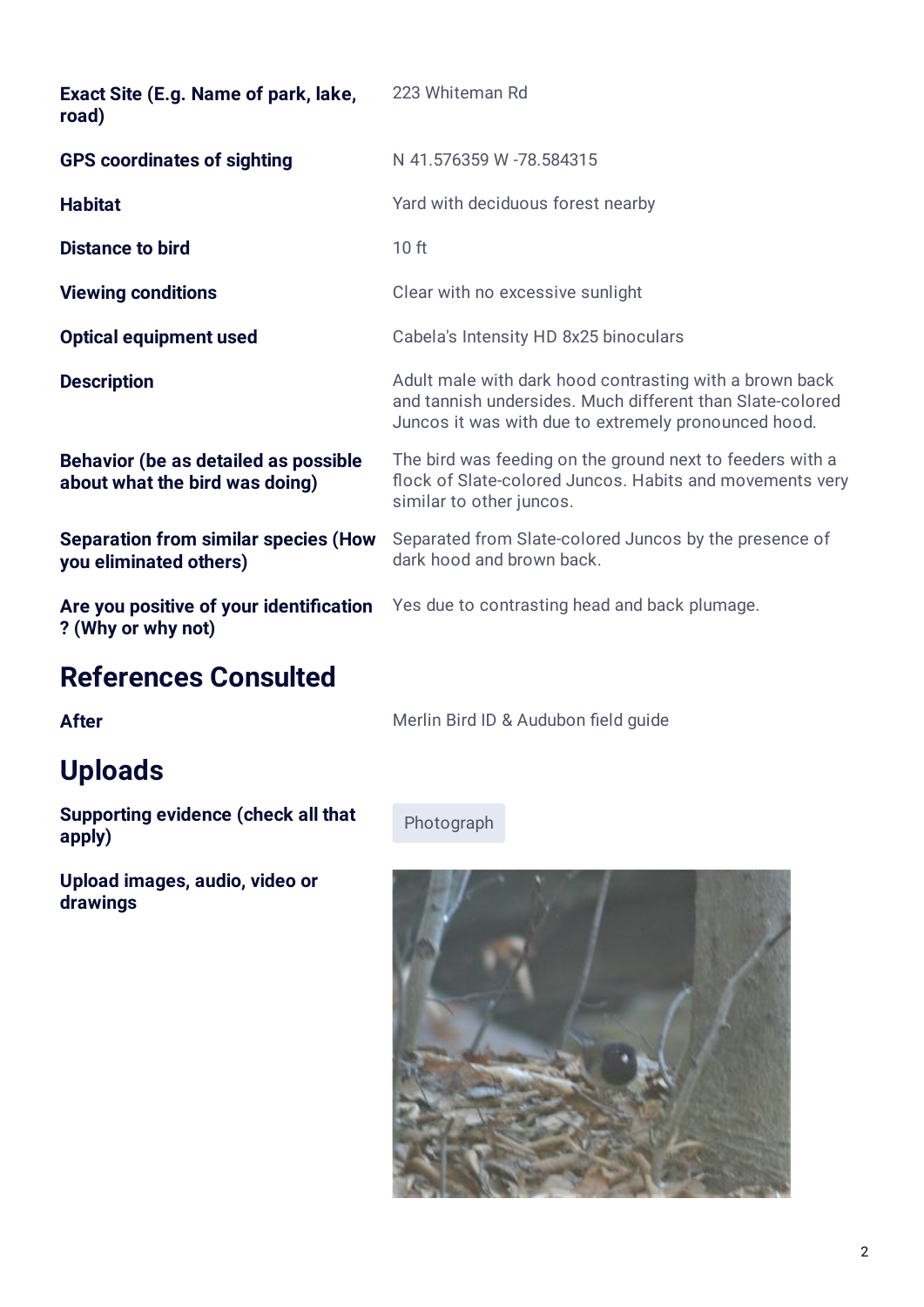**Exact Site (E.g. Name of park, lake, road)**
223 Whiteman Rd

**GPS coordinates of sighting**
N 41.576359 W -78.584315

**Habitat**
Yard with deciduous forest nearby

**Distance to bird**
10 ft

**Viewing conditions**
Clear with no excessive sunlight

**Optical equipment used**
Cabela's Intensity HD 8x25 binoculars

**Description**
Adult male with dark hood contrasting with a brown back and tannish undersides. Much different than Slate-colored Juncos it was with due to extremely pronounced hood.

**Behavior (be as detailed as possible about what the bird was doing)**
The bird was feeding on the ground next to feeders with a flock of Slate-colored Juncos. Habits and movements very similar to other juncos.

**Separation from similar species (How you eliminated others)**
Separated from Slate-colored Juncos by the presence of dark hood and brown back.

**Are you positive of your identification ? (Why or why not)**
Yes due to contrasting head and back plumage.

## References Consulted

**After**
Merlin Bird ID & Audubon field guide

## Uploads

**Supporting evidence (check all that apply)**
Photograph

**Upload images, audio, video or drawings**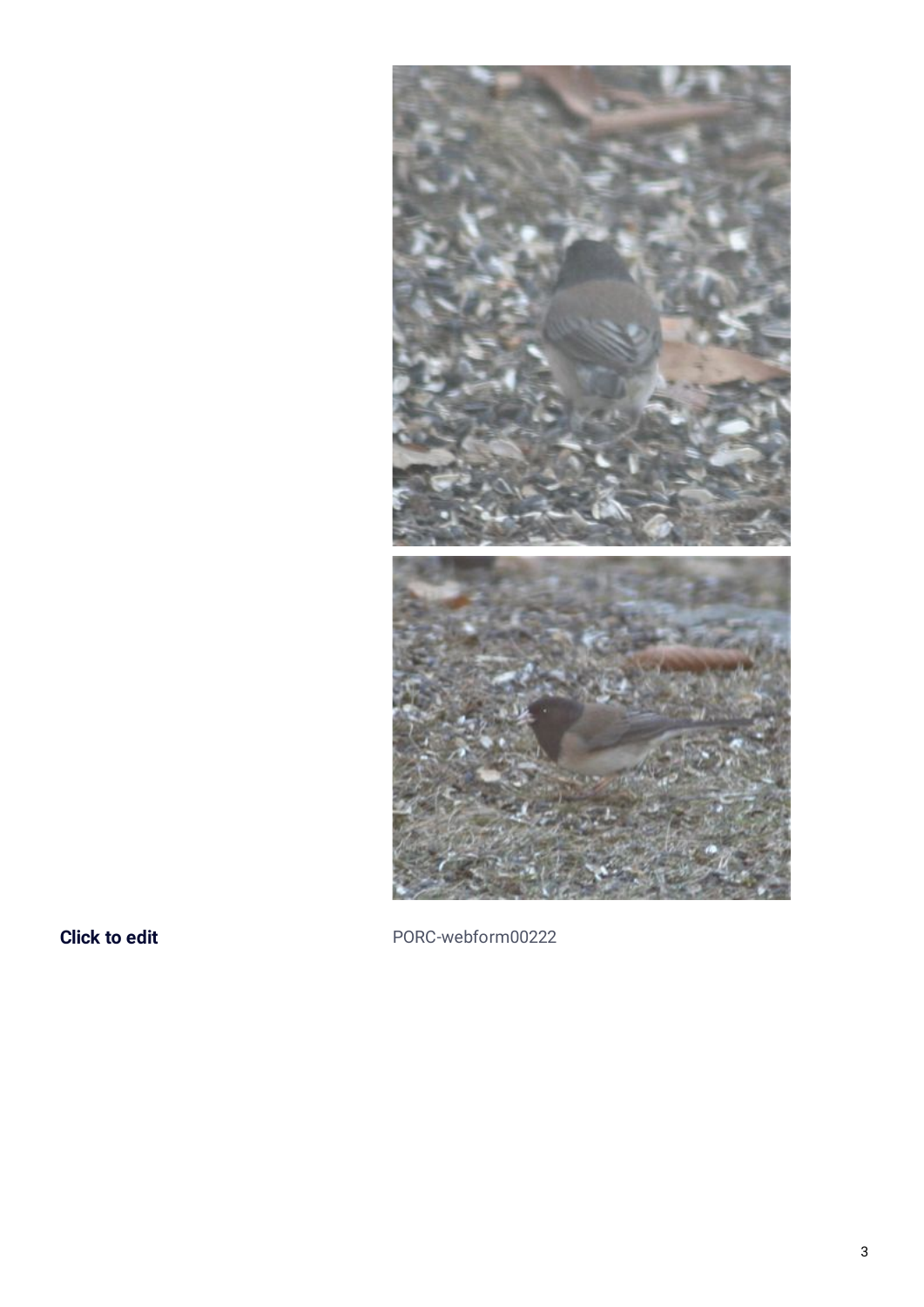**Click to edit**

PORC-webform00222